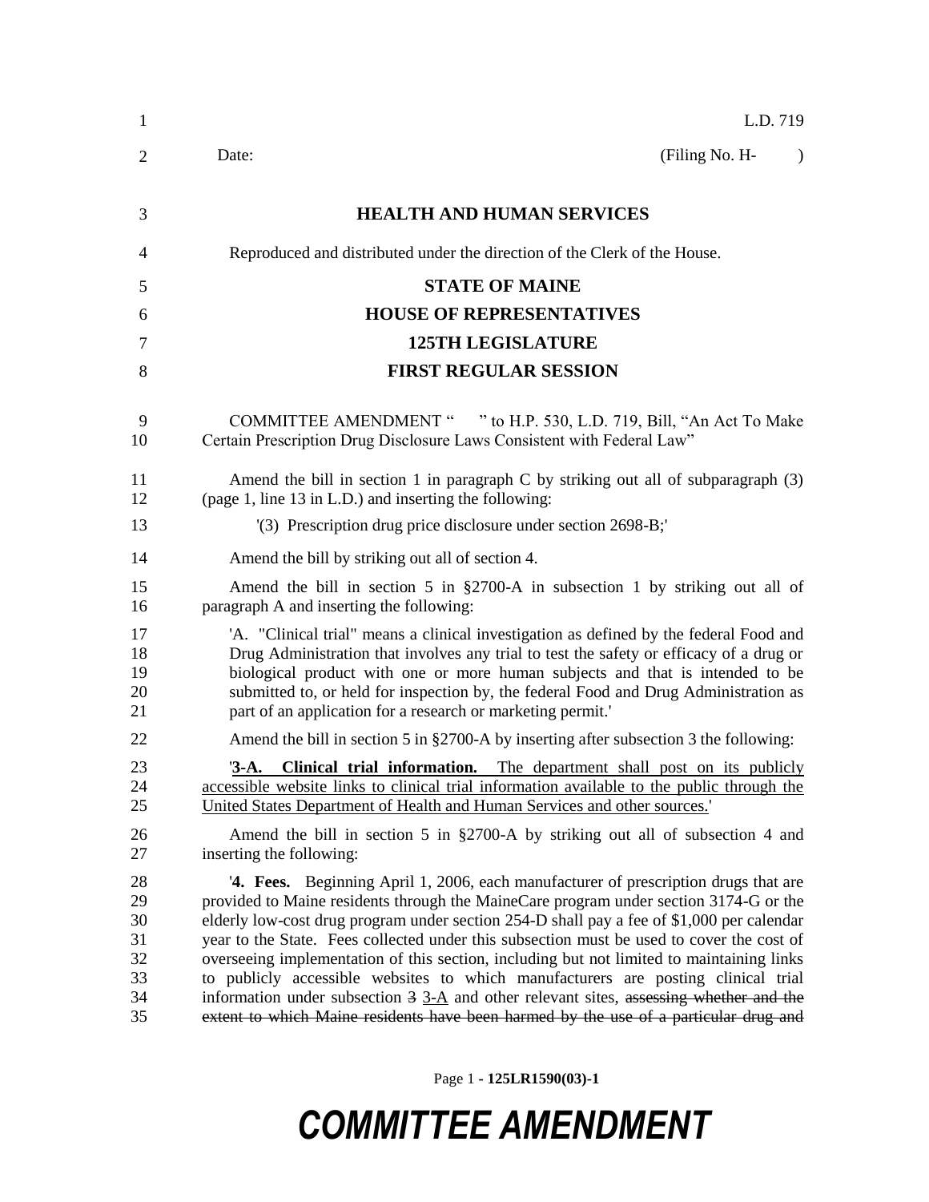L.D. 719

Date: (Filing No. H- )

## HEALTH AND HUMAN SERVICES

Reproduced and distributed under the direction of the Clerk of the House.

## STATE OF MAINE
## HOUSE OF REPRESENTATIVES
## 125TH LEGISLATURE
## FIRST REGULAR SESSION

COMMITTEE AMENDMENT " " to H.P. 530, L.D. 719, Bill, "An Act To Make Certain Prescription Drug Disclosure Laws Consistent with Federal Law"

Amend the bill in section 1 in paragraph C by striking out all of subparagraph (3) (page 1, line 13 in L.D.) and inserting the following:

'(3) Prescription drug price disclosure under section 2698-B;'

Amend the bill by striking out all of section 4.

Amend the bill in section 5 in §2700-A in subsection 1 by striking out all of paragraph A and inserting the following:

'A. "Clinical trial" means a clinical investigation as defined by the federal Food and Drug Administration that involves any trial to test the safety or efficacy of a drug or biological product with one or more human subjects and that is intended to be submitted to, or held for inspection by, the federal Food and Drug Administration as part of an application for a research or marketing permit.'

Amend the bill in section 5 in §2700-A by inserting after subsection 3 the following:

'**3-A. Clinical trial information.** The department shall post on its publicly accessible website links to clinical trial information available to the public through the United States Department of Health and Human Services and other sources.'

Amend the bill in section 5 in §2700-A by striking out all of subsection 4 and inserting the following:

'**4. Fees.** Beginning April 1, 2006, each manufacturer of prescription drugs that are provided to Maine residents through the MaineCare program under section 3174-G or the elderly low-cost drug program under section 254-D shall pay a fee of $1,000 per calendar year to the State. Fees collected under this subsection must be used to cover the cost of overseeing implementation of this section, including but not limited to maintaining links to publicly accessible websites to which manufacturers are posting clinical trial information under subsection ~~3~~ 3-A and other relevant sites, ~~assessing whether and the extent to which Maine residents have been harmed by the use of a particular drug and~~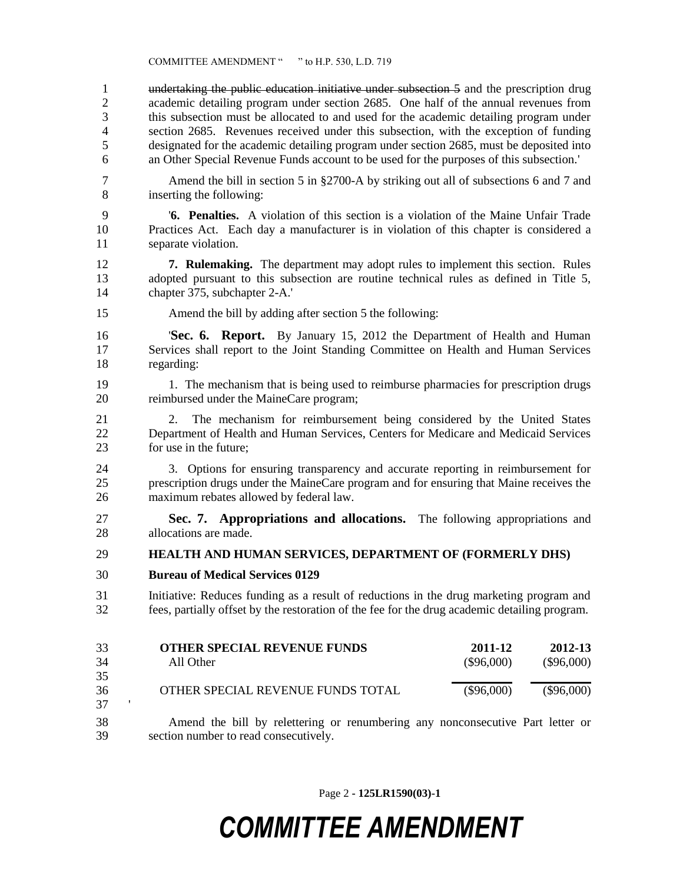~~undertaking the public education initiative under subsection 5~~ and the prescription drug academic detailing program under section 2685. One half of the annual revenues from this subsection must be allocated to and used for the academic detailing program under section 2685. Revenues received under this subsection, with the exception of funding designated for the academic detailing program under section 2685, must be deposited into an Other Special Revenue Funds account to be used for the purposes of this subsection.'

Amend the bill in section 5 in §2700-A by striking out all of subsections 6 and 7 and inserting the following:

'**6. Penalties.** A violation of this section is a violation of the Maine Unfair Trade Practices Act. Each day a manufacturer is in violation of this chapter is considered a separate violation.

**7. Rulemaking.** The department may adopt rules to implement this section. Rules adopted pursuant to this subsection are routine technical rules as defined in Title 5, chapter 375, subchapter 2-A.'

Amend the bill by adding after section 5 the following:

'**Sec. 6. Report.** By January 15, 2012 the Department of Health and Human Services shall report to the Joint Standing Committee on Health and Human Services regarding:

1. The mechanism that is being used to reimburse pharmacies for prescription drugs reimbursed under the MaineCare program;

2. The mechanism for reimbursement being considered by the United States Department of Health and Human Services, Centers for Medicare and Medicaid Services for use in the future;

3. Options for ensuring transparency and accurate reporting in reimbursement for prescription drugs under the MaineCare program and for ensuring that Maine receives the maximum rebates allowed by federal law.

**Sec. 7. Appropriations and allocations.** The following appropriations and allocations are made.

**HEALTH AND HUMAN SERVICES, DEPARTMENT OF (FORMERLY DHS)**

**Bureau of Medical Services 0129**

Initiative: Reduces funding as a result of reductions in the drug marketing program and fees, partially offset by the restoration of the fee for the drug academic detailing program.

| **OTHER SPECIAL REVENUE FUNDS** | **2011-12** | **2012-13** |
|---|---|---|
| All Other | ($96,000) | ($96,000) |
| OTHER SPECIAL REVENUE FUNDS TOTAL | ($96,000) | ($96,000) |

'

Amend the bill by relettering or renumbering any nonconsecutive Part letter or section number to read consecutively.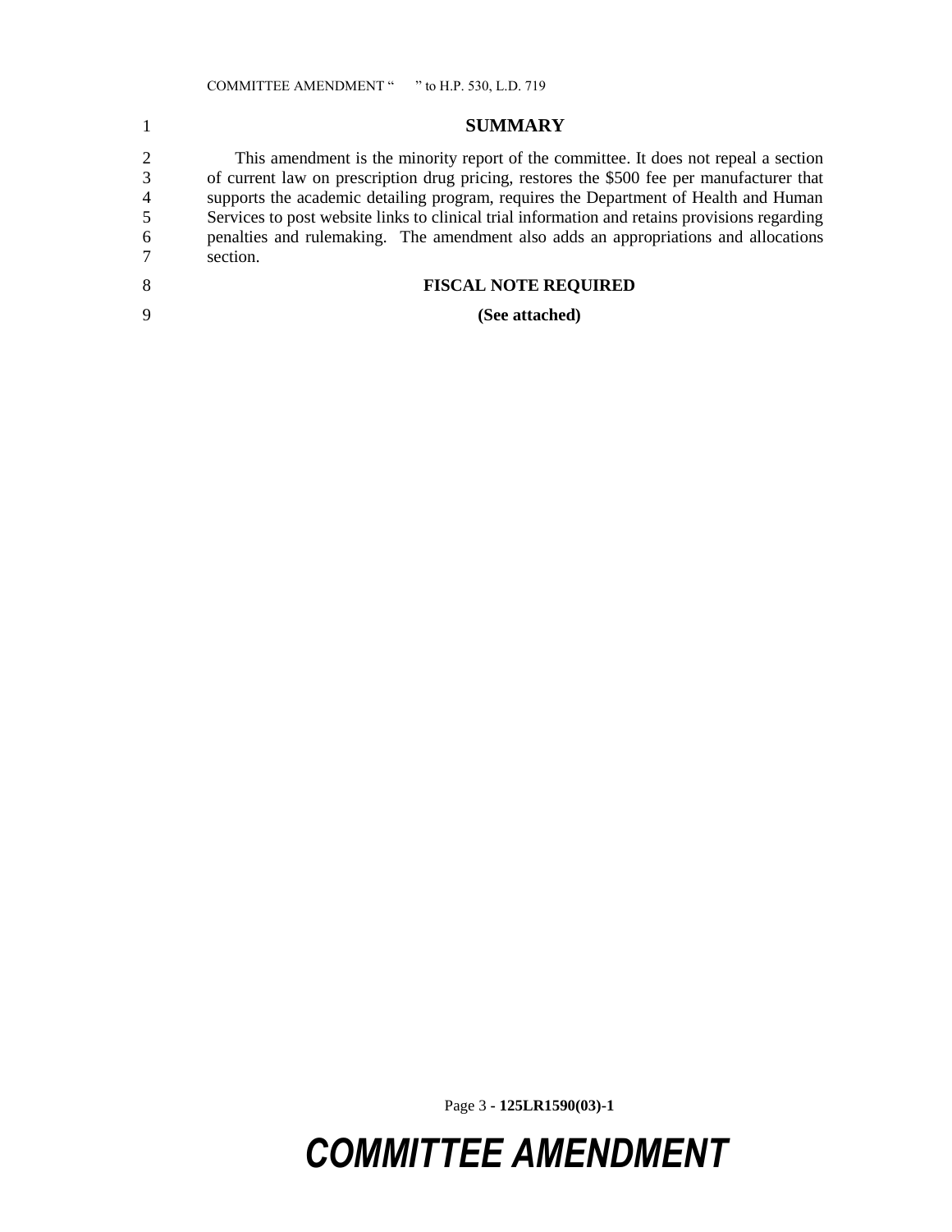## SUMMARY

This amendment is the minority report of the committee. It does not repeal a section of current law on prescription drug pricing, restores the $500 fee per manufacturer that supports the academic detailing program, requires the Department of Health and Human Services to post website links to clinical trial information and retains provisions regarding penalties and rulemaking. The amendment also adds an appropriations and allocations section.

**FISCAL NOTE REQUIRED**

**(See attached)**